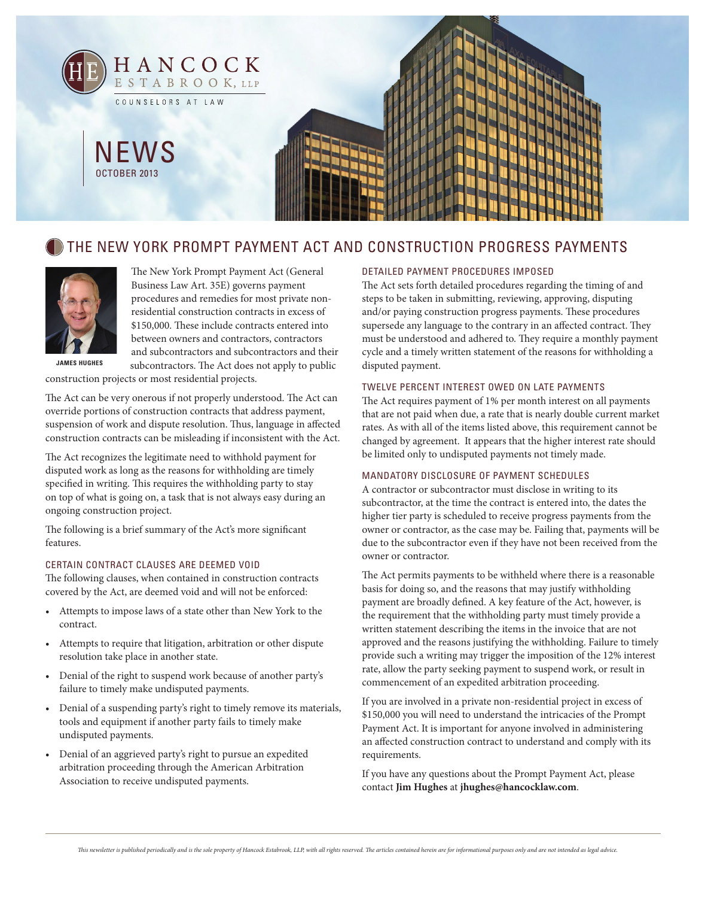HANCOCK ESTABROOK, LLP

COUNSELORS AT LAW

# NEWS

OCTOBER 2013

## THE NEW YORK PROMPT PAYMENT ACT AND CONSTRUCTION PROGRESS PAYMENTS

JAMES HUGHES

The New York Prompt Payment Act (General Business Law Art. 35E) governs payment procedures and remedies for most private non-residential construction contracts in excess of $150,000. These include contracts entered into between owners and contractors, contractors and subcontractors and subcontractors and their subcontractors. The Act does not apply to public construction projects or most residential projects.

The Act can be very onerous if not properly understood. The Act can override portions of construction contracts that address payment, suspension of work and dispute resolution. Thus, language in affected construction contracts can be misleading if inconsistent with the Act.

The Act recognizes the legitimate need to withhold payment for disputed work as long as the reasons for withholding are timely specified in writing. This requires the withholding party to stay on top of what is going on, a task that is not always easy during an ongoing construction project.

The following is a brief summary of the Act's more significant features.

### CERTAIN CONTRACT CLAUSES ARE DEEMED VOID

The following clauses, when contained in construction contracts covered by the Act, are deemed void and will not be enforced:

- Attempts to impose laws of a state other than New York to the contract.
- Attempts to require that litigation, arbitration or other dispute resolution take place in another state.
- Denial of the right to suspend work because of another party's failure to timely make undisputed payments.
- Denial of a suspending party's right to timely remove its materials, tools and equipment if another party fails to timely make undisputed payments.
- Denial of an aggrieved party's right to pursue an expedited arbitration proceeding through the American Arbitration Association to receive undisputed payments.

### DETAILED PAYMENT PROCEDURES IMPOSED

The Act sets forth detailed procedures regarding the timing of and steps to be taken in submitting, reviewing, approving, disputing and/or paying construction progress payments. These procedures supersede any language to the contrary in an affected contract. They must be understood and adhered to. They require a monthly payment cycle and a timely written statement of the reasons for withholding a disputed payment.

### TWELVE PERCENT INTEREST OWED ON LATE PAYMENTS

The Act requires payment of 1% per month interest on all payments that are not paid when due, a rate that is nearly double current market rates. As with all of the items listed above, this requirement cannot be changed by agreement. It appears that the higher interest rate should be limited only to undisputed payments not timely made.

### MANDATORY DISCLOSURE OF PAYMENT SCHEDULES

A contractor or subcontractor must disclose in writing to its subcontractor, at the time the contract is entered into, the dates the higher tier party is scheduled to receive progress payments from the owner or contractor, as the case may be. Failing that, payments will be due to the subcontractor even if they have not been received from the owner or contractor.

The Act permits payments to be withheld where there is a reasonable basis for doing so, and the reasons that may justify withholding payment are broadly defined. A key feature of the Act, however, is the requirement that the withholding party must timely provide a written statement describing the items in the invoice that are not approved and the reasons justifying the withholding. Failure to timely provide such a writing may trigger the imposition of the 12% interest rate, allow the party seeking payment to suspend work, or result in commencement of an expedited arbitration proceeding.

If you are involved in a private non-residential project in excess of $150,000 you will need to understand the intricacies of the Prompt Payment Act. It is important for anyone involved in administering an affected construction contract to understand and comply with its requirements.

If you have any questions about the Prompt Payment Act, please contact **Jim Hughes** at **jhughes@hancocklaw.com**.

*This newsletter is published periodically and is the sole property of Hancock Estabrook, LLP, with all rights reserved. The articles contained herein are for informational purposes only and are not intended as legal advice.*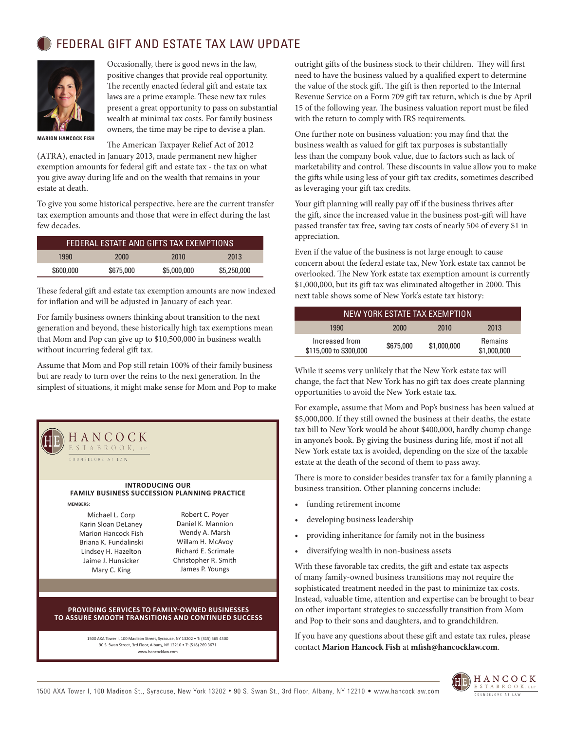# FEDERAL GIFT AND ESTATE TAX LAW UPDATE

MARION HANCOCK FISH

Occasionally, there is good news in the law, positive changes that provide real opportunity. The recently enacted federal gift and estate tax laws are a prime example. These new tax rules present a great opportunity to pass on substantial wealth at minimal tax costs. For family business owners, the time may be ripe to devise a plan.

The American Taxpayer Relief Act of 2012 (ATRA), enacted in January 2013, made permanent new higher exemption amounts for federal gift and estate tax - the tax on what you give away during life and on the wealth that remains in your estate at death.

To give you some historical perspective, here are the current transfer tax exemption amounts and those that were in effect during the last few decades.

| FEDERAL ESTATE AND GIFTS TAX EXEMPTIONS | | | |
|---|---|---|---|
| 1990 | 2000 | 2010 | 2013 |
| $600,000 | $675,000 | $5,000,000 | $5,250,000 |

These federal gift and estate tax exemption amounts are now indexed for inflation and will be adjusted in January of each year.

For family business owners thinking about transition to the next generation and beyond, these historically high tax exemptions mean that Mom and Pop can give up to $10,500,000 in business wealth without incurring federal gift tax.

Assume that Mom and Pop still retain 100% of their family business but are ready to turn over the reins to the next generation. In the simplest of situations, it might make sense for Mom and Pop to make outright gifts of the business stock to their children. They will first need to have the business valued by a qualified expert to determine the value of the stock gift. The gift is then reported to the Internal Revenue Service on a Form 709 gift tax return, which is due by April 15 of the following year. The business valuation report must be filed with the return to comply with IRS requirements.

One further note on business valuation: you may find that the business wealth as valued for gift tax purposes is substantially less than the company book value, due to factors such as lack of marketability and control. These discounts in value allow you to make the gifts while using less of your gift tax credits, sometimes described as leveraging your gift tax credits.

Your gift planning will really pay off if the business thrives after the gift, since the increased value in the business post-gift will have passed transfer tax free, saving tax costs of nearly 50¢ of every $1 in appreciation.

Even if the value of the business is not large enough to cause concern about the federal estate tax, New York estate tax cannot be overlooked. The New York estate tax exemption amount is currently $1,000,000, but its gift tax was eliminated altogether in 2000. This next table shows some of New York's estate tax history:

| NEW YORK ESTATE TAX EXEMPTION | | | |
|---|---|---|---|
| 1990 | 2000 | 2010 | 2013 |
| Increased from $115,000 to $300,000 | $675,000 | $1,000,000 | Remains $1,000,000 |

While it seems very unlikely that the New York estate tax will change, the fact that New York has no gift tax does create planning opportunities to avoid the New York estate tax.

For example, assume that Mom and Pop's business has been valued at $5,000,000. If they still owned the business at their deaths, the estate tax bill to New York would be about $400,000, hardly chump change in anyone's book. By giving the business during life, most if not all New York estate tax is avoided, depending on the size of the taxable estate at the death of the second of them to pass away.

There is more to consider besides transfer tax for a family planning a business transition. Other planning concerns include:

- funding retirement income
- developing business leadership
- providing inheritance for family not in the business
- diversifying wealth in non-business assets

With these favorable tax credits, the gift and estate tax aspects of many family-owned business transitions may not require the sophisticated treatment needed in the past to minimize tax costs. Instead, valuable time, attention and expertise can be brought to bear on other important strategies to successfully transition from Mom and Pop to their sons and daughters, and to grandchildren.

If you have any questions about these gift and estate tax rules, please contact **Marion Hancock Fish** at **mfish@hancocklaw.com**.

---

HANCOCK ESTABROOK, LLP
COUNSELORS AT LAW

**INTRODUCING OUR FAMILY BUSINESS SUCCESSION PLANNING PRACTICE**

**MEMBERS:**

| | |
|---|---|
| Michael L. Corp | Robert C. Poyer |
| Karin Sloan DeLaney | Daniel K. Mannion |
| Marion Hancock Fish | Wendy A. Marsh |
| Briana K. Fundalinski | Willam H. McAvoy |
| Lindsey H. Hazelton | Richard E. Scrimale |
| Jaime J. Hunsicker | Christopher R. Smith |
| Mary C. King | James P. Youngs |

**PROVIDING SERVICES TO FAMILY-OWNED BUSINESSES TO ASSURE SMOOTH TRANSITIONS AND CONTINUED SUCCESS**

1500 AXA Tower I, 100 Madison Street, Syracuse, NY 13202 • T: (315) 565 4500
90 S. Swan Street, 3rd Floor, Albany, NY 12210 • T: (518) 269 3671
www.hancocklaw.com